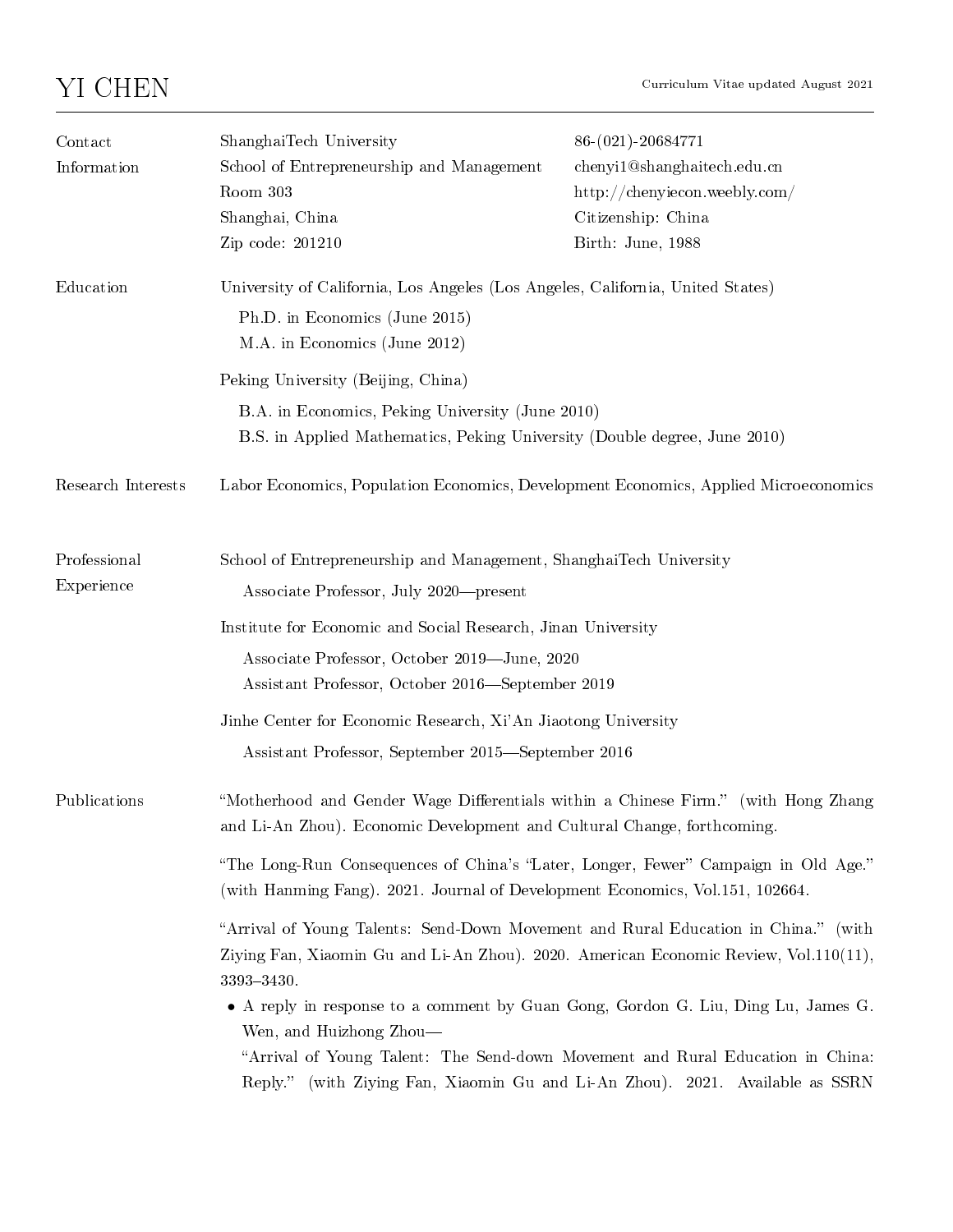# YI CHEN

Curriculum Vitae updated August 2021

## Contact Information

ShanghaiTech University
School of Entrepreneurship and Management
Room 303
Shanghai, China
Zip code: 201210

86-(021)-20684771
chenyi1@shanghaitech.edu.cn
http://chenyiecon.weebly.com/
Citizenship: China
Birth: June, 1988

## Education

University of California, Los Angeles (Los Angeles, California, United States)

- Ph.D. in Economics (June 2015)
- M.A. in Economics (June 2012)

Peking University (Beijing, China)

- B.A. in Economics, Peking University (June 2010)
- B.S. in Applied Mathematics, Peking University (Double degree, June 2010)

## Research Interests

Labor Economics, Population Economics, Development Economics, Applied Microeconomics

## Professional Experience

School of Entrepreneurship and Management, ShanghaiTech University

- Associate Professor, July 2020—present

Institute for Economic and Social Research, Jinan University

- Associate Professor, October 2019—June, 2020
- Assistant Professor, October 2016—September 2019

Jinhe Center for Economic Research, Xi'An Jiaotong University

- Assistant Professor, September 2015—September 2016

## Publications

"Motherhood and Gender Wage Differentials within a Chinese Firm." (with Hong Zhang and Li-An Zhou). Economic Development and Cultural Change, forthcoming.

"The Long-Run Consequences of China's "Later, Longer, Fewer" Campaign in Old Age." (with Hanming Fang). 2021. Journal of Development Economics, Vol.151, 102664.

"Arrival of Young Talents: Send-Down Movement and Rural Education in China." (with Ziying Fan, Xiaomin Gu and Li-An Zhou). 2020. American Economic Review, Vol.110(11), 3393–3430.

- A reply in response to a comment by Guan Gong, Gordon G. Liu, Ding Lu, James G. Wen, and Huizhong Zhou—
  "Arrival of Young Talent: The Send-down Movement and Rural Education in China: Reply." (with Ziying Fan, Xiaomin Gu and Li-An Zhou). 2021. Available as SSRN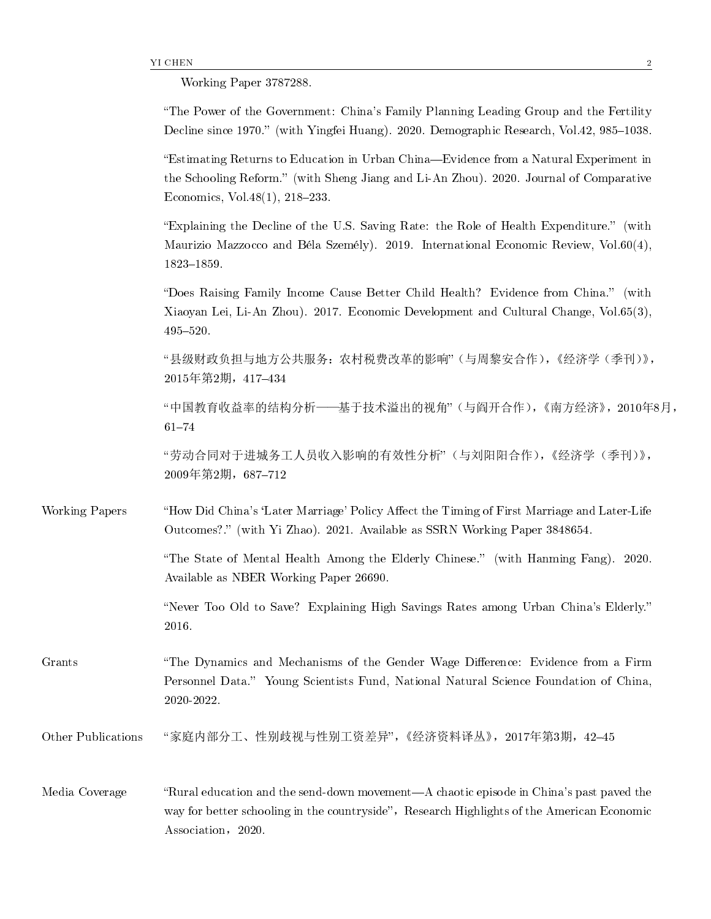Working Paper 3787288.

"The Power of the Government: China's Family Planning Leading Group and the Fertility Decline since 1970." (with Yingfei Huang). 2020. Demographic Research, Vol.42, 985–1038.

"Estimating Returns to Education in Urban China—Evidence from a Natural Experiment in the Schooling Reform." (with Sheng Jiang and Li-An Zhou). 2020. Journal of Comparative Economics, Vol.48(1), 218–233.

"Explaining the Decline of the U.S. Saving Rate: the Role of Health Expenditure." (with Maurizio Mazzocco and Béla Személy). 2019. International Economic Review, Vol.60(4), 1823–1859.

"Does Raising Family Income Cause Better Child Health? Evidence from China." (with Xiaoyan Lei, Li-An Zhou). 2017. Economic Development and Cultural Change, Vol.65(3), 495–520.

"县级财政负担与地方公共服务：农村税费改革的影响"（与周黎安合作），《经济学（季刊）》，2015年第2期，417–434

"中国教育收益率的结构分析——基于技术溢出的视角"（与阎开合作），《南方经济》，2010年8月，61–74

"劳动合同对于进城务工人员收入影响的有效性分析"（与刘阳阳合作），《经济学（季刊）》，2009年第2期，687–712

## Working Papers

"How Did China's 'Later Marriage' Policy Affect the Timing of First Marriage and Later-Life Outcomes?." (with Yi Zhao). 2021. Available as SSRN Working Paper 3848654.

"The State of Mental Health Among the Elderly Chinese." (with Hanming Fang). 2020. Available as NBER Working Paper 26690.

"Never Too Old to Save? Explaining High Savings Rates among Urban China's Elderly." 2016.

## Grants

"The Dynamics and Mechanisms of the Gender Wage Difference: Evidence from a Firm Personnel Data." Young Scientists Fund, National Natural Science Foundation of China, 2020-2022.

## Other Publications

"家庭内部分工、性别歧视与性别工资差异"，《经济资料译丛》，2017年第3期，42–45

## Media Coverage

"Rural education and the send-down movement—A chaotic episode in China's past paved the way for better schooling in the countryside"，Research Highlights of the American Economic Association，2020.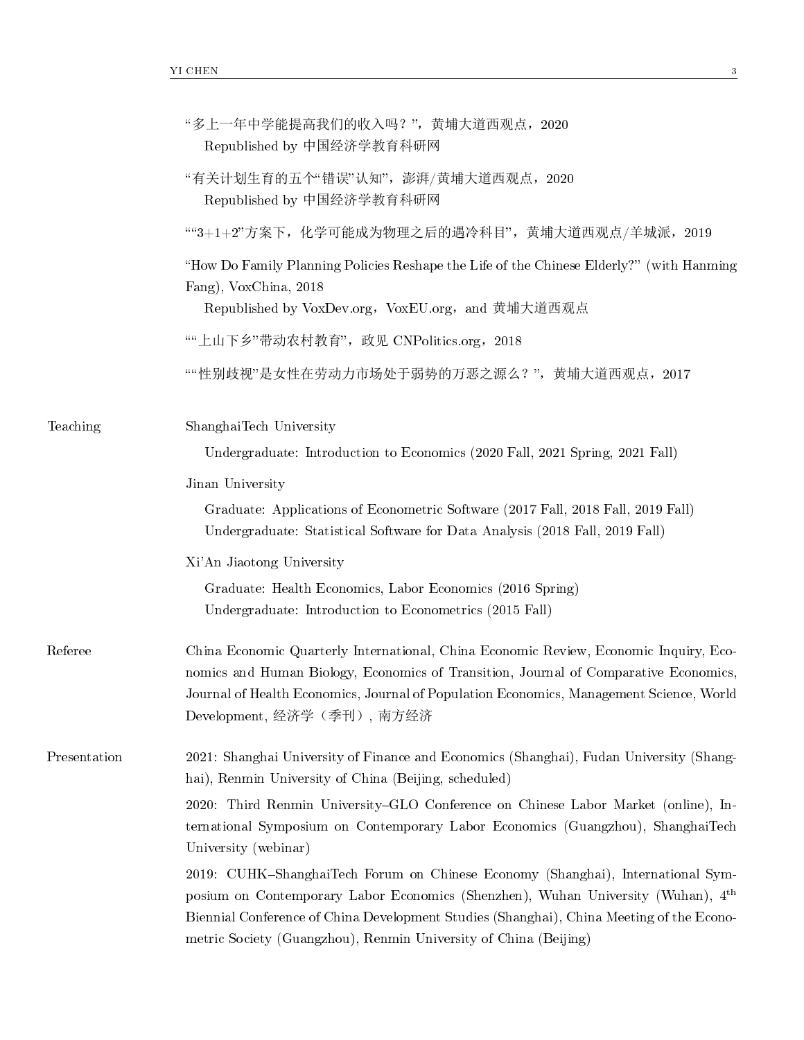"多上一年中学能提高我们的收入吗？"，黄埔大道西观点，2020
Republished by 中国经济学教育科研网

"有关计划生育的五个"错误"认知"，澎湃/黄埔大道西观点，2020
Republished by 中国经济学教育科研网

""3+1+2"方案下，化学可能成为物理之后的遇冷科目"，黄埔大道西观点/羊城派，2019

"How Do Family Planning Policies Reshape the Life of the Chinese Elderly?" (with Hanming Fang), VoxChina, 2018
Republished by VoxDev.org，VoxEU.org，and 黄埔大道西观点

""上山下乡"带动农村教育"，政见 CNPolitics.org，2018

""性别歧视"是女性在劳动力市场处于弱势的万恶之源么？"，黄埔大道西观点，2017

## Teaching

ShanghaiTech University

Undergraduate: Introduction to Economics (2020 Fall, 2021 Spring, 2021 Fall)

Jinan University

Graduate: Applications of Econometric Software (2017 Fall, 2018 Fall, 2019 Fall)
Undergraduate: Statistical Software for Data Analysis (2018 Fall, 2019 Fall)

Xi'An Jiaotong University

Graduate: Health Economics, Labor Economics (2016 Spring)
Undergraduate: Introduction to Econometrics (2015 Fall)

## Referee

China Economic Quarterly International, China Economic Review, Economic Inquiry, Economics and Human Biology, Economics of Transition, Journal of Comparative Economics, Journal of Health Economics, Journal of Population Economics, Management Science, World Development, 经济学（季刊）, 南方经济

## Presentation

2021: Shanghai University of Finance and Economics (Shanghai), Fudan University (Shanghai), Renmin University of China (Beijing, scheduled)

2020: Third Renmin University–GLO Conference on Chinese Labor Market (online), International Symposium on Contemporary Labor Economics (Guangzhou), ShanghaiTech University (webinar)

2019: CUHK–ShanghaiTech Forum on Chinese Economy (Shanghai), International Symposium on Contemporary Labor Economics (Shenzhen), Wuhan University (Wuhan), 4th Biennial Conference of China Development Studies (Shanghai), China Meeting of the Econometric Society (Guangzhou), Renmin University of China (Beijing)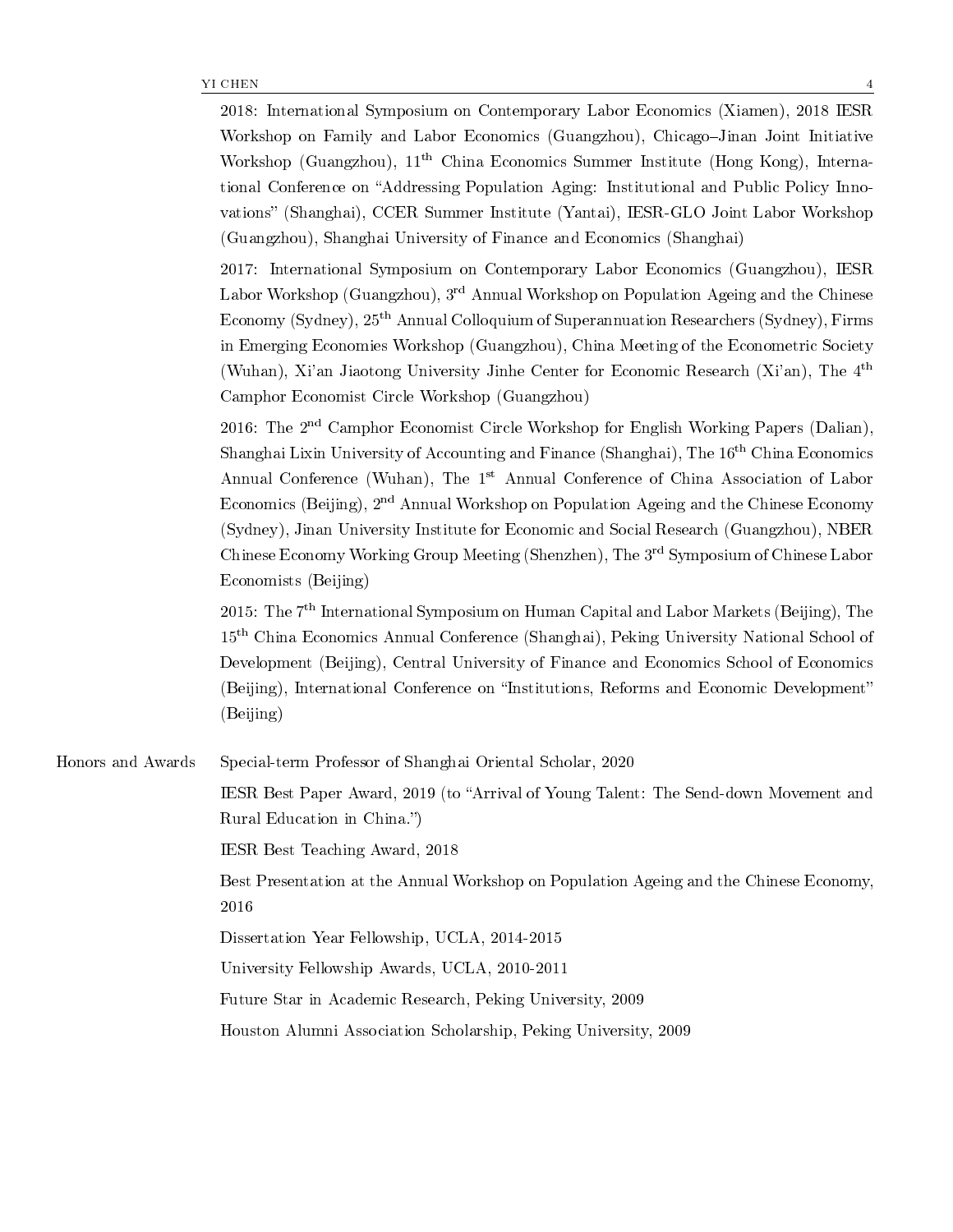2018: International Symposium on Contemporary Labor Economics (Xiamen), 2018 IESR Workshop on Family and Labor Economics (Guangzhou), Chicago–Jinan Joint Initiative Workshop (Guangzhou), 11th China Economics Summer Institute (Hong Kong), International Conference on "Addressing Population Aging: Institutional and Public Policy Innovations" (Shanghai), CCER Summer Institute (Yantai), IESR-GLO Joint Labor Workshop (Guangzhou), Shanghai University of Finance and Economics (Shanghai)

2017: International Symposium on Contemporary Labor Economics (Guangzhou), IESR Labor Workshop (Guangzhou), 3rd Annual Workshop on Population Ageing and the Chinese Economy (Sydney), 25th Annual Colloquium of Superannuation Researchers (Sydney), Firms in Emerging Economies Workshop (Guangzhou), China Meeting of the Econometric Society (Wuhan), Xi'an Jiaotong University Jinhe Center for Economic Research (Xi'an), The 4th Camphor Economist Circle Workshop (Guangzhou)

2016: The 2nd Camphor Economist Circle Workshop for English Working Papers (Dalian), Shanghai Lixin University of Accounting and Finance (Shanghai), The 16th China Economics Annual Conference (Wuhan), The 1st Annual Conference of China Association of Labor Economics (Beijing), 2nd Annual Workshop on Population Ageing and the Chinese Economy (Sydney), Jinan University Institute for Economic and Social Research (Guangzhou), NBER Chinese Economy Working Group Meeting (Shenzhen), The 3rd Symposium of Chinese Labor Economists (Beijing)

2015: The 7th International Symposium on Human Capital and Labor Markets (Beijing), The 15th China Economics Annual Conference (Shanghai), Peking University National School of Development (Beijing), Central University of Finance and Economics School of Economics (Beijing), International Conference on "Institutions, Reforms and Economic Development" (Beijing)

## Honors and Awards

Special-term Professor of Shanghai Oriental Scholar, 2020

IESR Best Paper Award, 2019 (to "Arrival of Young Talent: The Send-down Movement and Rural Education in China.")

IESR Best Teaching Award, 2018

Best Presentation at the Annual Workshop on Population Ageing and the Chinese Economy, 2016

Dissertation Year Fellowship, UCLA, 2014-2015

University Fellowship Awards, UCLA, 2010-2011

Future Star in Academic Research, Peking University, 2009

Houston Alumni Association Scholarship, Peking University, 2009